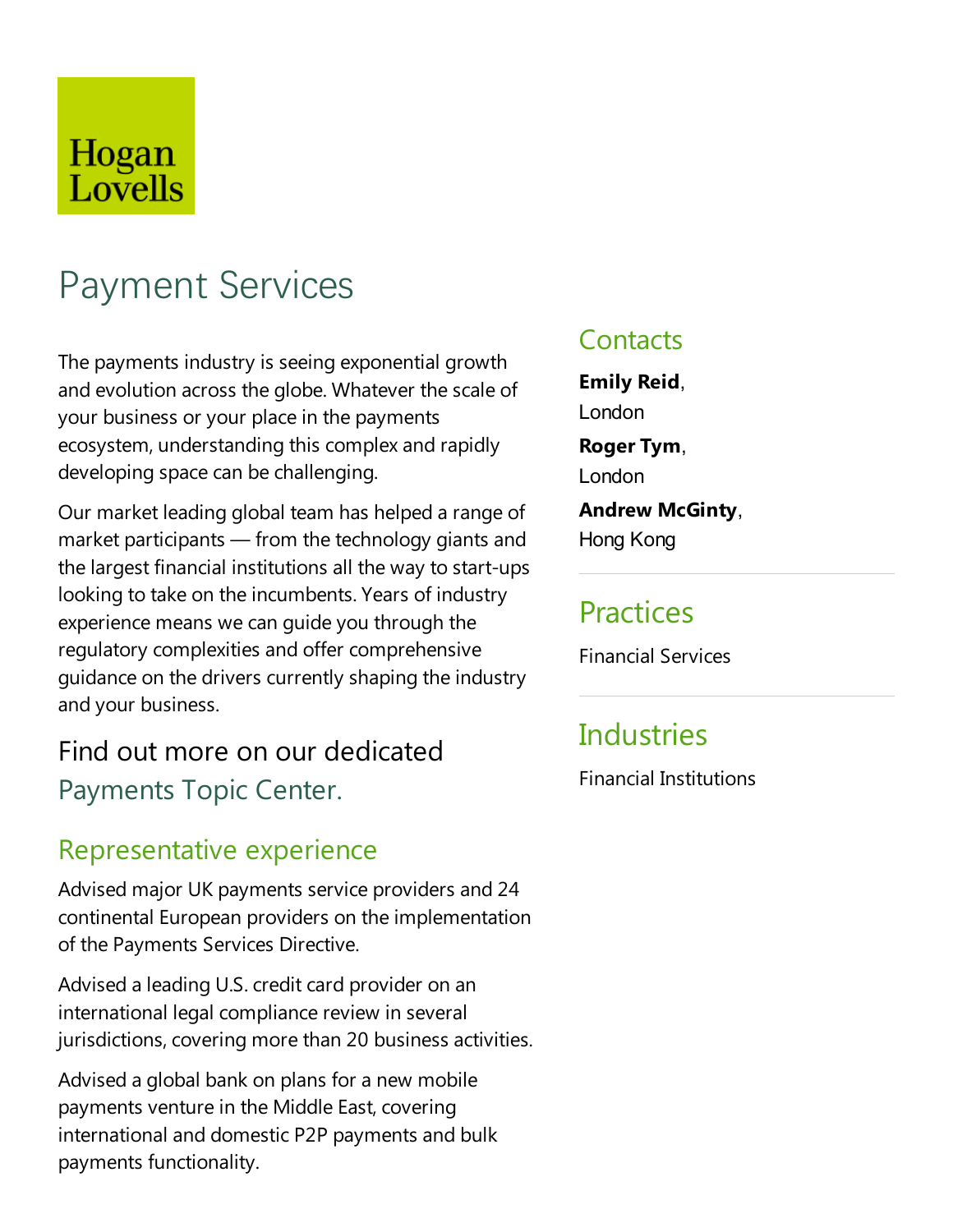Hogan Lovells

# Payment Services

The payments industry is seeing exponential growth and evolution across the globe. Whatever the scale of your business or your place in the payments ecosystem, understanding this complex and rapidly developing space can be challenging.

Our market leading global team has helped a range of market participants — from the technology giants and the largest financial institutions all the way to start-ups looking to take on the incumbents. Years of industry experience means we can guide you through the regulatory complexities and offer comprehensive guidance on the drivers currently shaping the industry and your business.

## Find out more on our dedicated Payments Topic Center.

## Representative experience

Advised major UK payments service providers and 24 continental European providers on the implementation of the Payments Services Directive.

Advised a leading U.S. credit card provider on an international legal compliance review in several jurisdictions, covering more than 20 business activities.

Advised a global bank on plans for a new mobile payments venture in the Middle East, covering international and domestic P2P payments and bulk payments functionality.

## Contacts

**Emily Reid**, London

**Roger Tym**, London

**Andrew McGinty**, Hong Kong

## Practices

Financial Services

## Industries

Financial Institutions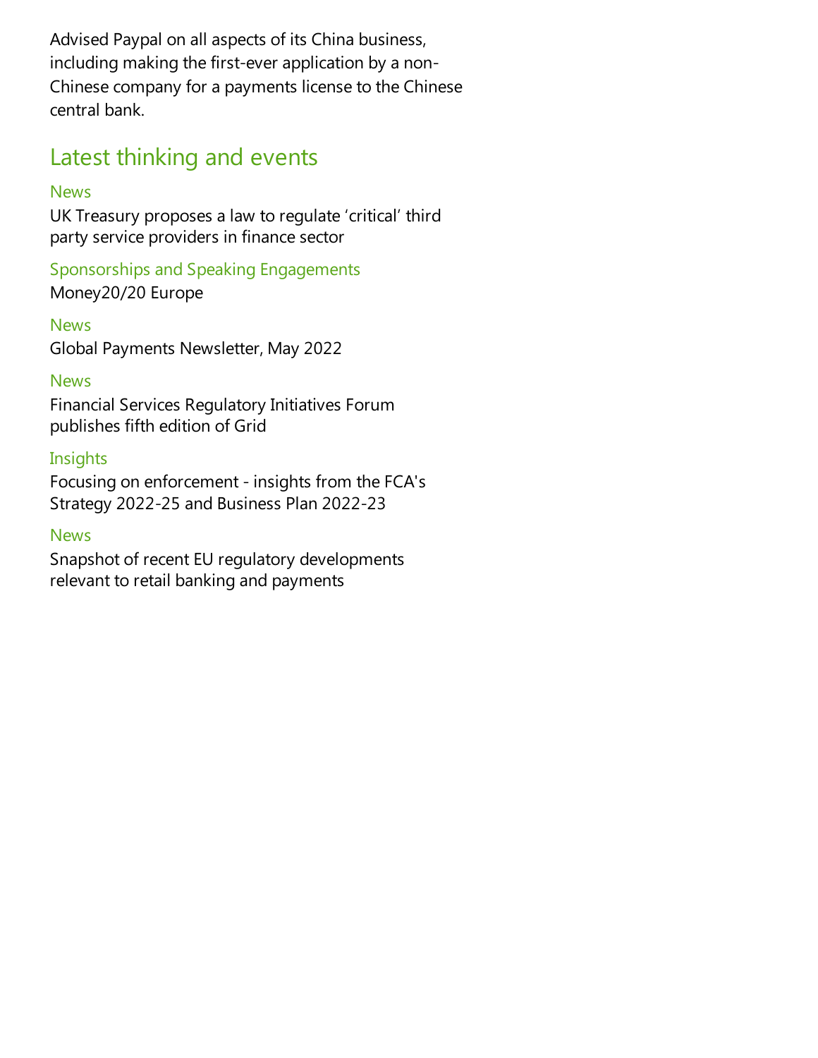Advised Paypal on all aspects of its China business, including making the first-ever application by a non-Chinese company for a payments license to the Chinese central bank.

## Latest thinking and events

News

UK Treasury proposes a law to regulate 'critical' third party service providers in finance sector

Sponsorships and Speaking Engagements

Money20/20 Europe

News

Global Payments Newsletter, May 2022

News

Financial Services Regulatory Initiatives Forum publishes fifth edition of Grid

Insights

Focusing on enforcement - insights from the FCA's Strategy 2022-25 and Business Plan 2022-23

News

Snapshot of recent EU regulatory developments relevant to retail banking and payments